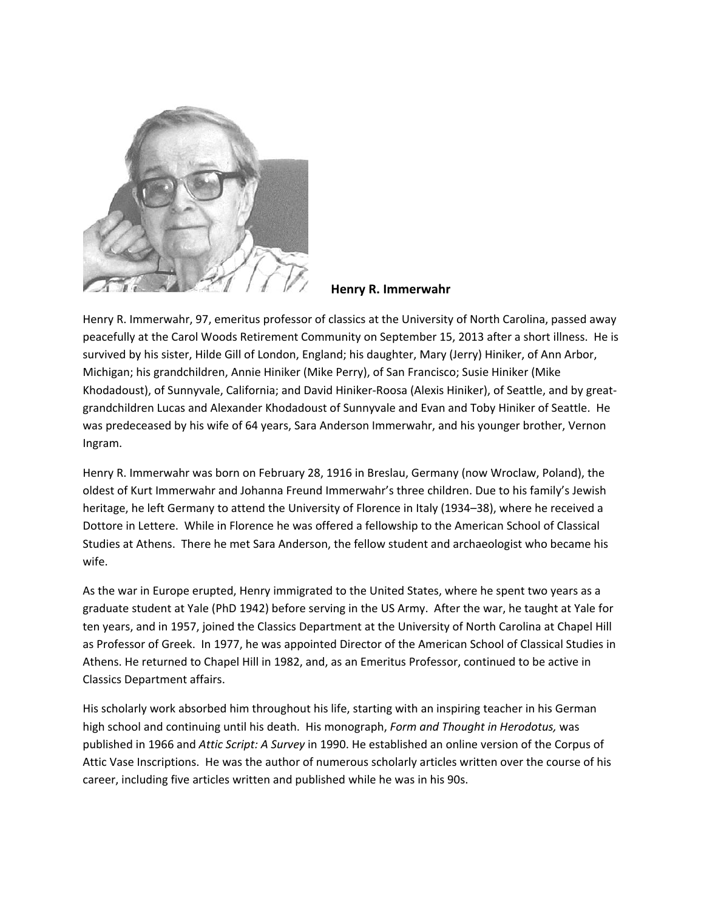**Henry R. Immerwahr**

Henry R. Immerwahr, 97, emeritus professor of classics at the University of North Carolina, passed away peacefully at the Carol Woods Retirement Community on September 15, 2013 after a short illness. He is survived by his sister, Hilde Gill of London, England; his daughter, Mary (Jerry) Hiniker, of Ann Arbor, Michigan; his grandchildren, Annie Hiniker (Mike Perry), of San Francisco; Susie Hiniker (Mike Khodadoust), of Sunnyvale, California; and David Hiniker-Roosa (Alexis Hiniker), of Seattle, and by great-grandchildren Lucas and Alexander Khodadoust of Sunnyvale and Evan and Toby Hiniker of Seattle. He was predeceased by his wife of 64 years, Sara Anderson Immerwahr, and his younger brother, Vernon Ingram.

Henry R. Immerwahr was born on February 28, 1916 in Breslau, Germany (now Wroclaw, Poland), the oldest of Kurt Immerwahr and Johanna Freund Immerwahr's three children. Due to his family's Jewish heritage, he left Germany to attend the University of Florence in Italy (1934–38), where he received a Dottore in Lettere. While in Florence he was offered a fellowship to the American School of Classical Studies at Athens. There he met Sara Anderson, the fellow student and archaeologist who became his wife.

As the war in Europe erupted, Henry immigrated to the United States, where he spent two years as a graduate student at Yale (PhD 1942) before serving in the US Army. After the war, he taught at Yale for ten years, and in 1957, joined the Classics Department at the University of North Carolina at Chapel Hill as Professor of Greek. In 1977, he was appointed Director of the American School of Classical Studies in Athens. He returned to Chapel Hill in 1982, and, as an Emeritus Professor, continued to be active in Classics Department affairs.

His scholarly work absorbed him throughout his life, starting with an inspiring teacher in his German high school and continuing until his death. His monograph, *Form and Thought in Herodotus,* was published in 1966 and *Attic Script: A Survey* in 1990. He established an online version of the Corpus of Attic Vase Inscriptions. He was the author of numerous scholarly articles written over the course of his career, including five articles written and published while he was in his 90s.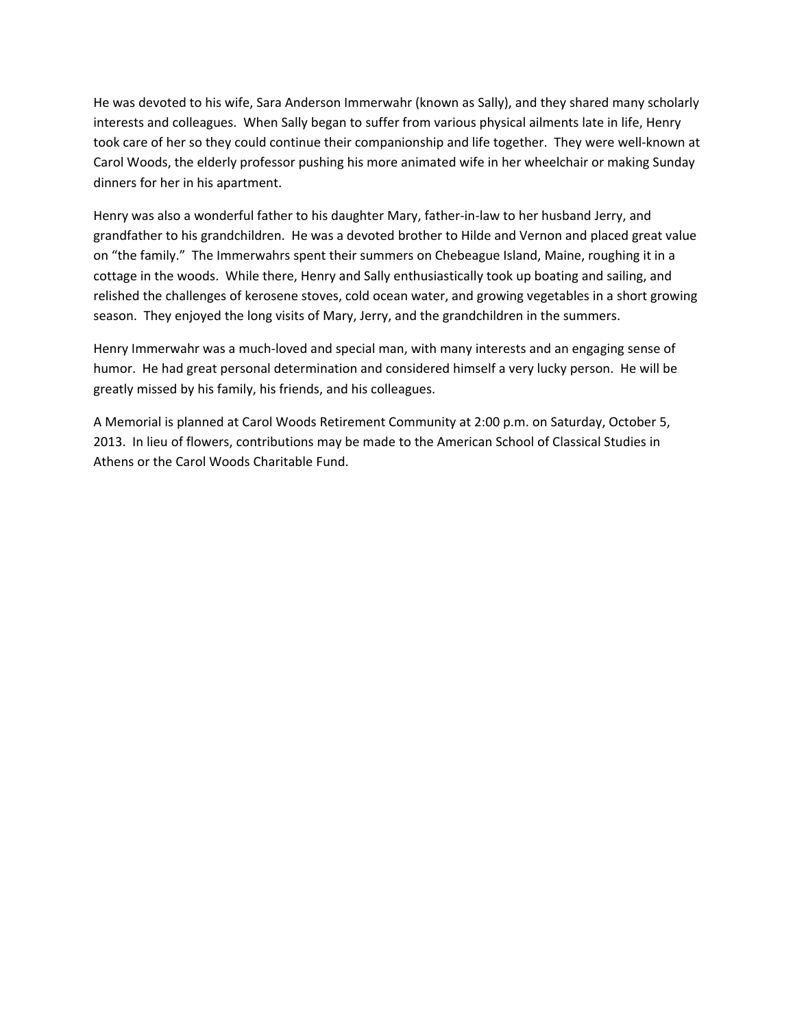He was devoted to his wife, Sara Anderson Immerwahr (known as Sally), and they shared many scholarly interests and colleagues. When Sally began to suffer from various physical ailments late in life, Henry took care of her so they could continue their companionship and life together. They were well-known at Carol Woods, the elderly professor pushing his more animated wife in her wheelchair or making Sunday dinners for her in his apartment.

Henry was also a wonderful father to his daughter Mary, father-in-law to her husband Jerry, and grandfather to his grandchildren. He was a devoted brother to Hilde and Vernon and placed great value on "the family." The Immerwahrs spent their summers on Chebeague Island, Maine, roughing it in a cottage in the woods. While there, Henry and Sally enthusiastically took up boating and sailing, and relished the challenges of kerosene stoves, cold ocean water, and growing vegetables in a short growing season. They enjoyed the long visits of Mary, Jerry, and the grandchildren in the summers.

Henry Immerwahr was a much-loved and special man, with many interests and an engaging sense of humor. He had great personal determination and considered himself a very lucky person. He will be greatly missed by his family, his friends, and his colleagues.

A Memorial is planned at Carol Woods Retirement Community at 2:00 p.m. on Saturday, October 5, 2013. In lieu of flowers, contributions may be made to the American School of Classical Studies in Athens or the Carol Woods Charitable Fund.